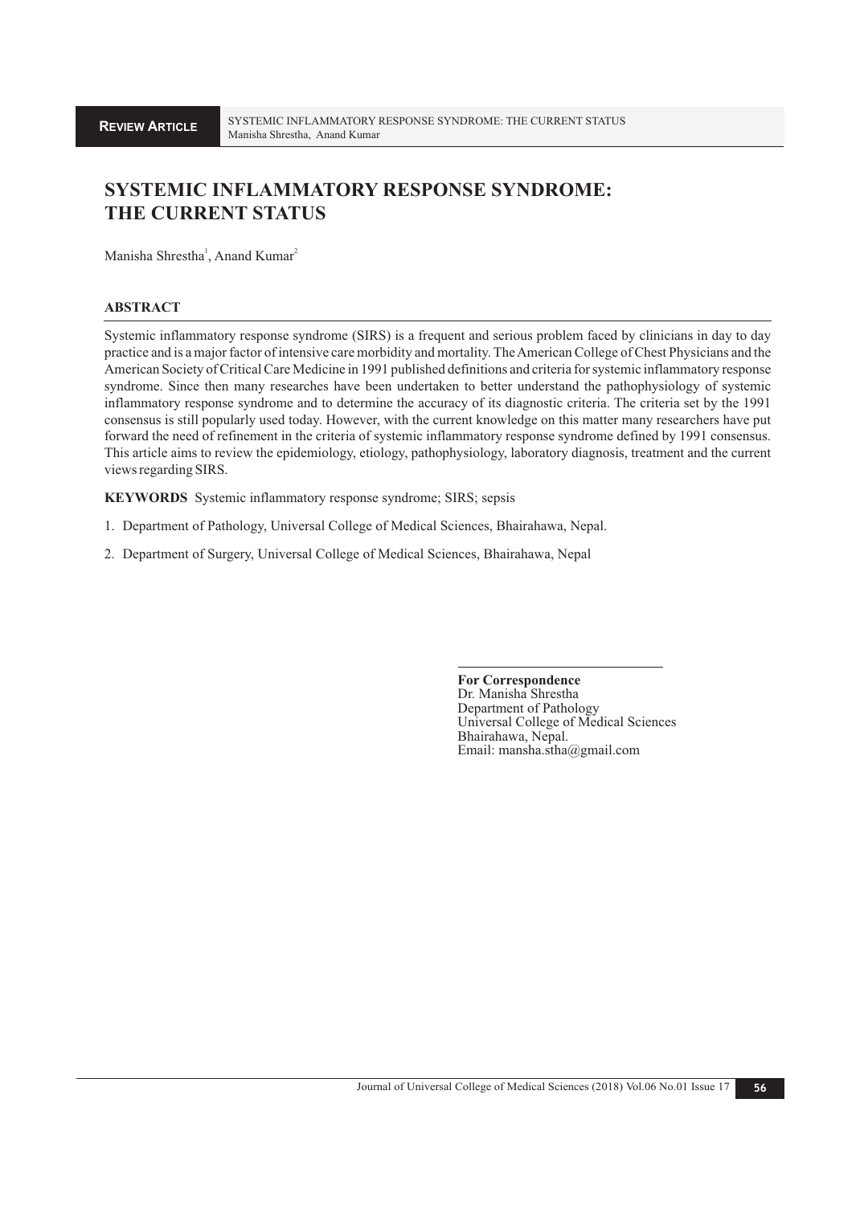**REVIEW ARTICLE**

# SYSTEMIC INFLAMMATORY RESPONSE SYNDROME: THE CURRENT STATUS

Manisha Shrestha[1], Anand Kumar[2]

## ABSTRACT

Systemic inflammatory response syndrome (SIRS) is a frequent and serious problem faced by clinicians in day to day practice and is a major factor of intensive care morbidity and mortality. The American College of Chest Physicians and the American Society of Critical Care Medicine in 1991 published definitions and criteria for systemic inflammatory response syndrome. Since then many researches have been undertaken to better understand the pathophysiology of systemic inflammatory response syndrome and to determine the accuracy of its diagnostic criteria. The criteria set by the 1991 consensus is still popularly used today. However, with the current knowledge on this matter many researchers have put forward the need of refinement in the criteria of systemic inflammatory response syndrome defined by 1991 consensus. This article aims to review the epidemiology, etiology, pathophysiology, laboratory diagnosis, treatment and the current views regarding SIRS.

**KEYWORDS** Systemic inflammatory response syndrome; SIRS; sepsis

1. Department of Pathology, Universal College of Medical Sciences, Bhairahawa, Nepal.
2. Department of Surgery, Universal College of Medical Sciences, Bhairahawa, Nepal

**For Correspondence**
Dr. Manisha Shrestha
Department of Pathology
Universal College of Medical Sciences
Bhairahawa, Nepal.
Email: mansha.stha@gmail.com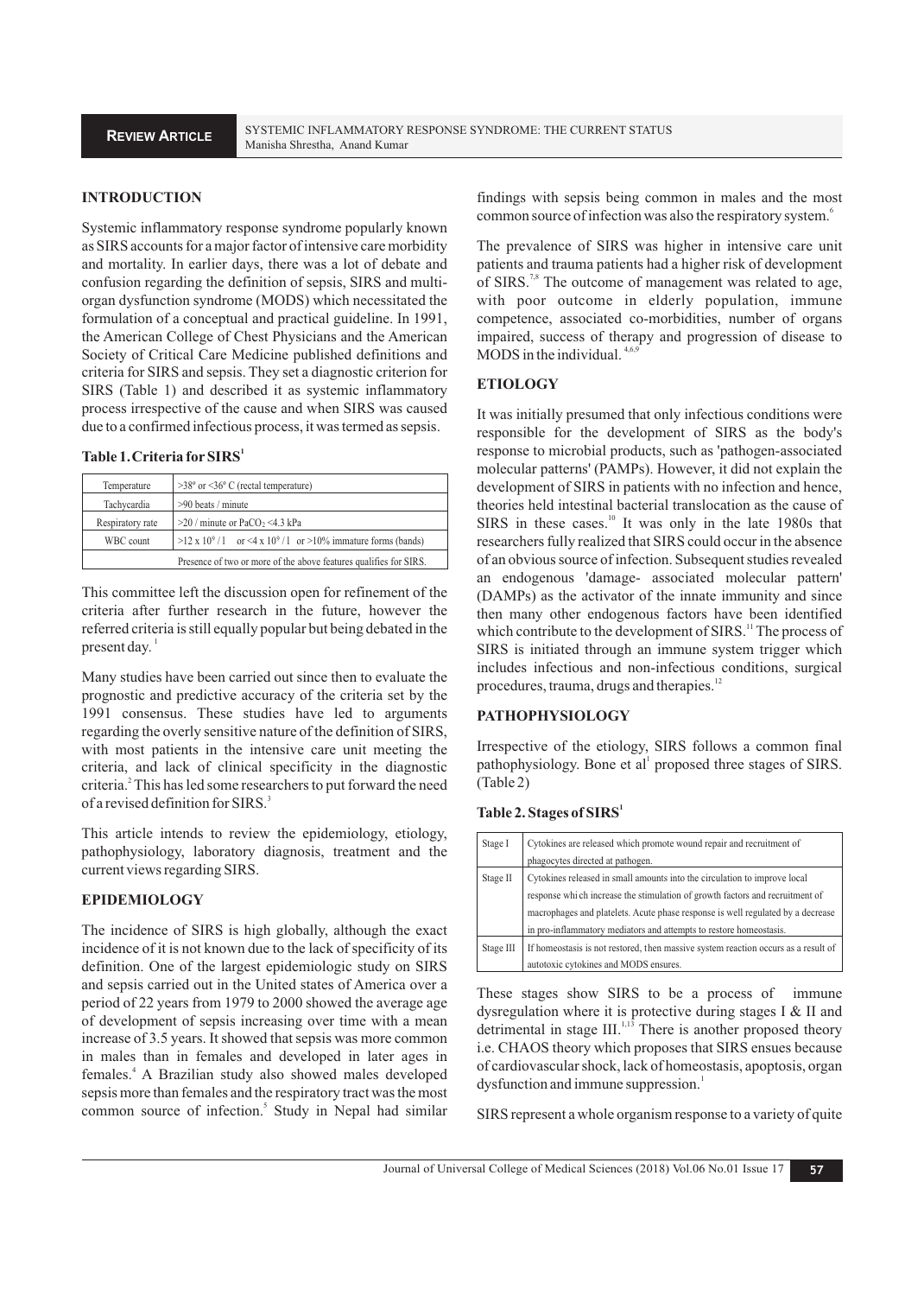## INTRODUCTION

Systemic inflammatory response syndrome popularly known as SIRS accounts for a major factor of intensive care morbidity and mortality. In earlier days, there was a lot of debate and confusion regarding the definition of sepsis, SIRS and multi-organ dysfunction syndrome (MODS) which necessitated the formulation of a conceptual and practical guideline. In 1991, the American College of Chest Physicians and the American Society of Critical Care Medicine published definitions and criteria for SIRS and sepsis. They set a diagnostic criterion for SIRS (Table 1) and described it as systemic inflammatory process irrespective of the cause and when SIRS was caused due to a confirmed infectious process, it was termed as sepsis.

**Table 1. Criteria for SIRS[1]**

| | |
|---|---|
| Temperature | >38º or <36º C (rectal temperature) |
| Tachycardia | >90 beats / minute |
| Respiratory rate | >20 / minute or $PaCO_2$ <4.3 kPa |
| WBC count | $>12 \times 10^9/l$ or $<4 \times 10^9/l$ or >10% immature forms (bands) |
| Presence of two or more of the above features qualifies for SIRS. | |

This committee left the discussion open for refinement of the criteria after further research in the future, however the referred criteria is still equally popular but being debated in the present day.[1]

Many studies have been carried out since then to evaluate the prognostic and predictive accuracy of the criteria set by the 1991 consensus. These studies have led to arguments regarding the overly sensitive nature of the definition of SIRS, with most patients in the intensive care unit meeting the criteria, and lack of clinical specificity in the diagnostic criteria.[2] This has led some researchers to put forward the need of a revised definition for SIRS.[3]

This article intends to review the epidemiology, etiology, pathophysiology, laboratory diagnosis, treatment and the current views regarding SIRS.

## EPIDEMIOLOGY

The incidence of SIRS is high globally, although the exact incidence of it is not known due to the lack of specificity of its definition. One of the largest epidemiologic study on SIRS and sepsis carried out in the United states of America over a period of 22 years from 1979 to 2000 showed the average age of development of sepsis increasing over time with a mean increase of 3.5 years. It showed that sepsis was more common in males than in females and developed in later ages in females.[4] A Brazilian study also showed males developed sepsis more than females and the respiratory tract was the most common source of infection.[5] Study in Nepal had similar findings with sepsis being common in males and the most common source of infection was also the respiratory system.[6]

The prevalence of SIRS was higher in intensive care unit patients and trauma patients had a higher risk of development of SIRS.[7,8] The outcome of management was related to age, with poor outcome in elderly population, immune competence, associated co-morbidities, number of organs impaired, success of therapy and progression of disease to MODS in the individual.[4,6,9]

## ETIOLOGY

It was initially presumed that only infectious conditions were responsible for the development of SIRS as the body's response to microbial products, such as 'pathogen-associated molecular patterns' (PAMPs). However, it did not explain the development of SIRS in patients with no infection and hence, theories held intestinal bacterial translocation as the cause of SIRS in these cases.[10] It was only in the late 1980s that researchers fully realized that SIRS could occur in the absence of an obvious source of infection. Subsequent studies revealed an endogenous 'damage- associated molecular pattern' (DAMPs) as the activator of the innate immunity and since then many other endogenous factors have been identified which contribute to the development of SIRS.[11] The process of SIRS is initiated through an immune system trigger which includes infectious and non-infectious conditions, surgical procedures, trauma, drugs and therapies.[12]

## PATHOPHYSIOLOGY

Irrespective of the etiology, SIRS follows a common final pathophysiology. Bone et al[1] proposed three stages of SIRS. (Table 2)

**Table 2. Stages of SIRS[1]**

| | |
|---|---|
| Stage I | Cytokines are released which promote wound repair and recruitment of phagocytes directed at pathogen. |
| Stage II | Cytokines released in small amounts into the circulation to improve local response which increase the stimulation of growth factors and recruitment of macrophages and platelets. Acute phase response is well regulated by a decrease in pro-inflammatory mediators and attempts to restore homeostasis. |
| Stage III | If homeostasis is not restored, then massive system reaction occurs as a result of autotoxic cytokines and MODS ensures. |

These stages show SIRS to be a process of immune dysregulation where it is protective during stages I & II and detrimental in stage III.[1,13] There is another proposed theory i.e. CHAOS theory which proposes that SIRS ensues because of cardiovascular shock, lack of homeostasis, apoptosis, organ dysfunction and immune suppression.[1]

SIRS represent a whole organism response to a variety of quite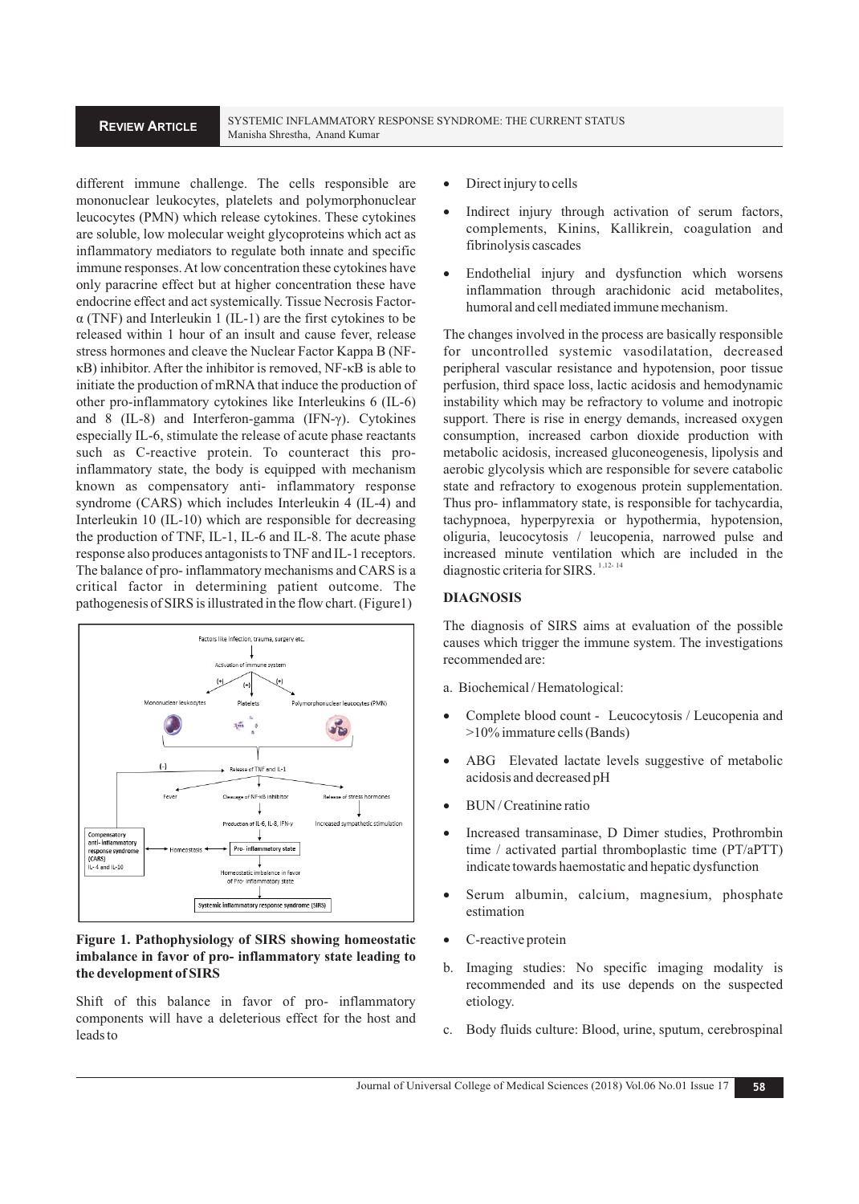different immune challenge. The cells responsible are mononuclear leukocytes, platelets and polymorphonuclear leucocytes (PMN) which release cytokines. These cytokines are soluble, low molecular weight glycoproteins which act as inflammatory mediators to regulate both innate and specific immune responses. At low concentration these cytokines have only paracrine effect but at higher concentration these have endocrine effect and act systemically. Tissue Necrosis Factor-α (TNF) and Interleukin 1 (IL-1) are the first cytokines to be released within 1 hour of an insult and cause fever, release stress hormones and cleave the Nuclear Factor Kappa B (NF-κB) inhibitor. After the inhibitor is removed, NF-κB is able to initiate the production of mRNA that induce the production of other pro-inflammatory cytokines like Interleukins 6 (IL-6) and 8 (IL-8) and Interferon-gamma (IFN-γ). Cytokines especially IL-6, stimulate the release of acute phase reactants such as C-reactive protein. To counteract this pro-inflammatory state, the body is equipped with mechanism known as compensatory anti- inflammatory response syndrome (CARS) which includes Interleukin 4 (IL-4) and Interleukin 10 (IL-10) which are responsible for decreasing the production of TNF, IL-1, IL-6 and IL-8. The acute phase response also produces antagonists to TNF and IL-1 receptors. The balance of pro- inflammatory mechanisms and CARS is a critical factor in determining patient outcome. The pathogenesis of SIRS is illustrated in the flow chart. (Figure1)

**Figure 1. Pathophysiology of SIRS showing homeostatic imbalance in favor of pro- inflammatory state leading to the development of SIRS**

Shift of this balance in favor of pro- inflammatory components will have a deleterious effect for the host and leads to

- Direct injury to cells
- Indirect injury through activation of serum factors, complements, Kinins, Kallikrein, coagulation and fibrinolysis cascades
- Endothelial injury and dysfunction which worsens inflammation through arachidonic acid metabolites, humoral and cell mediated immune mechanism.

The changes involved in the process are basically responsible for uncontrolled systemic vasodilatation, decreased peripheral vascular resistance and hypotension, poor tissue perfusion, third space loss, lactic acidosis and hemodynamic instability which may be refractory to volume and inotropic support. There is rise in energy demands, increased oxygen consumption, increased carbon dioxide production with metabolic acidosis, increased gluconeogenesis, lipolysis and aerobic glycolysis which are responsible for severe catabolic state and refractory to exogenous protein supplementation. Thus pro- inflammatory state, is responsible for tachycardia, tachypnoea, hyperpyrexia or hypothermia, hypotension, oliguria, leucocytosis / leucopenia, narrowed pulse and increased minute ventilation which are included in the diagnostic criteria for SIRS. [1,12-14]

## DIAGNOSIS

The diagnosis of SIRS aims at evaluation of the possible causes which trigger the immune system. The investigations recommended are:

a. Biochemical / Hematological:

- Complete blood count - Leucocytosis / Leucopenia and >10% immature cells (Bands)
- ABG Elevated lactate levels suggestive of metabolic acidosis and decreased pH
- BUN / Creatinine ratio
- Increased transaminase, D Dimer studies, Prothrombin time / activated partial thromboplastin time (PT/aPTT) indicate towards haemostatic and hepatic dysfunction
- Serum albumin, calcium, magnesium, phosphate estimation
- C-reactive protein

b. Imaging studies: No specific imaging modality is recommended and its use depends on the suspected etiology.

c. Body fluids culture: Blood, urine, sputum, cerebrospinal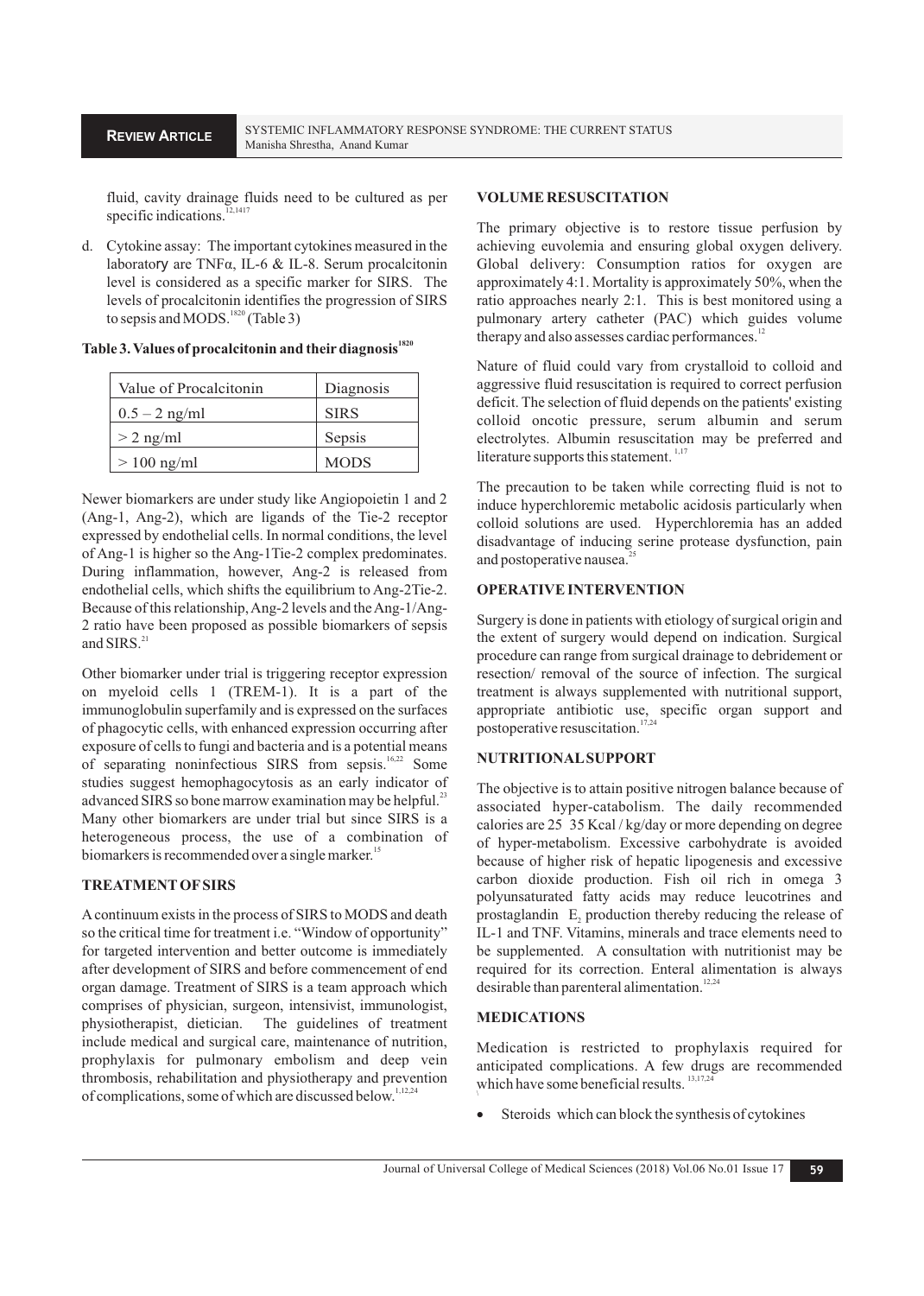fluid, cavity drainage fluids need to be cultured as per specific indications.[12,14,17]

d. Cytokine assay: The important cytokines measured in the laboratory are TNFα, IL-6 & IL-8. Serum procalcitonin level is considered as a specific marker for SIRS. The levels of procalcitonin identifies the progression of SIRS to sepsis and MODS.[18,20] (Table 3)

**Table 3. Values of procalcitonin and their diagnosis[18,20]**

| Value of Procalcitonin | Diagnosis |
|---|---|
| 0.5 – 2 ng/ml | SIRS |
| > 2 ng/ml | Sepsis |
| > 100 ng/ml | MODS |

Newer biomarkers are under study like Angiopoietin 1 and 2 (Ang-1, Ang-2), which are ligands of the Tie-2 receptor expressed by endothelial cells. In normal conditions, the level of Ang-1 is higher so the Ang-1Tie-2 complex predominates. During inflammation, however, Ang-2 is released from endothelial cells, which shifts the equilibrium to Ang-2Tie-2. Because of this relationship, Ang-2 levels and the Ang-1/Ang-2 ratio have been proposed as possible biomarkers of sepsis and SIRS.[21]

Other biomarker under trial is triggering receptor expression on myeloid cells 1 (TREM-1). It is a part of the immunoglobulin superfamily and is expressed on the surfaces of phagocytic cells, with enhanced expression occurring after exposure of cells to fungi and bacteria and is a potential means of separating noninfectious SIRS from sepsis.[16,22] Some studies suggest hemophagocytosis as an early indicator of advanced SIRS so bone marrow examination may be helpful.[23] Many other biomarkers are under trial but since SIRS is a heterogeneous process, the use of a combination of biomarkers is recommended over a single marker.[15]

## TREATMENT OF SIRS

A continuum exists in the process of SIRS to MODS and death so the critical time for treatment i.e. "Window of opportunity" for targeted intervention and better outcome is immediately after development of SIRS and before commencement of end organ damage. Treatment of SIRS is a team approach which comprises of physician, surgeon, intensivist, immunologist, physiotherapist, dietician. The guidelines of treatment include medical and surgical care, maintenance of nutrition, prophylaxis for pulmonary embolism and deep vein thrombosis, rehabilitation and physiotherapy and prevention of complications, some of which are discussed below.[1,12,24]

## VOLUME RESUSCITATION

The primary objective is to restore tissue perfusion by achieving euvolemia and ensuring global oxygen delivery. Global delivery: Consumption ratios for oxygen are approximately 4:1. Mortality is approximately 50%, when the ratio approaches nearly 2:1. This is best monitored using a pulmonary artery catheter (PAC) which guides volume therapy and also assesses cardiac performances.[12]

Nature of fluid could vary from crystalloid to colloid and aggressive fluid resuscitation is required to correct perfusion deficit. The selection of fluid depends on the patients' existing colloid oncotic pressure, serum albumin and serum electrolytes. Albumin resuscitation may be preferred and literature supports this statement.[1,17]

The precaution to be taken while correcting fluid is not to induce hyperchloremic metabolic acidosis particularly when colloid solutions are used. Hyperchloremia has an added disadvantage of inducing serine protease dysfunction, pain and postoperative nausea.[25]

## OPERATIVE INTERVENTION

Surgery is done in patients with etiology of surgical origin and the extent of surgery would depend on indication. Surgical procedure can range from surgical drainage to debridement or resection/ removal of the source of infection. The surgical treatment is always supplemented with nutritional support, appropriate antibiotic use, specific organ support and postoperative resuscitation.[17,24]

## NUTRITIONAL SUPPORT

The objective is to attain positive nitrogen balance because of associated hyper-catabolism. The daily recommended calories are 25 35 Kcal / kg/day or more depending on degree of hyper-metabolism. Excessive carbohydrate is avoided because of higher risk of hepatic lipogenesis and excessive carbon dioxide production. Fish oil rich in omega 3 polyunsaturated fatty acids may reduce leucotrines and prostaglandin $E_2$ production thereby reducing the release of IL-1 and TNF. Vitamins, minerals and trace elements need to be supplemented. A consultation with nutritionist may be required for its correction. Enteral alimentation is always desirable than parenteral alimentation.[12,24]

## MEDICATIONS

Medication is restricted to prophylaxis required for anticipated complications. A few drugs are recommended which have some beneficial results.[13,17,24]

- Steroids which can block the synthesis of cytokines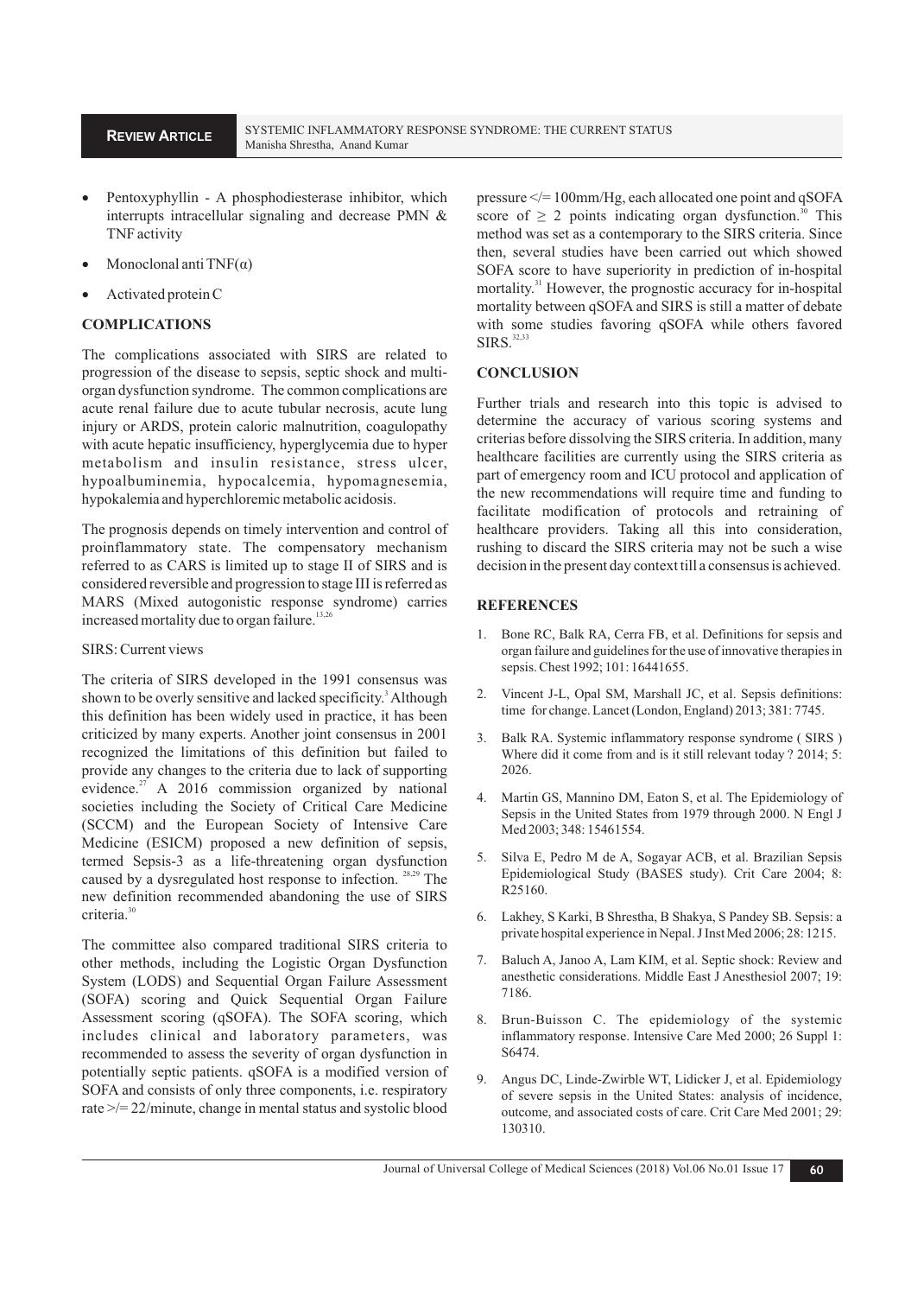- Pentoxyphyllin - A phosphodiesterase inhibitor, which interrupts intracellular signaling and decrease PMN & TNF activity
- Monoclonal anti TNF(α)
- Activated protein C

## COMPLICATIONS

The complications associated with SIRS are related to progression of the disease to sepsis, septic shock and multi-organ dysfunction syndrome. The common complications are acute renal failure due to acute tubular necrosis, acute lung injury or ARDS, protein caloric malnutrition, coagulopathy with acute hepatic insufficiency, hyperglycemia due to hyper metabolism and insulin resistance, stress ulcer, hypoalbuminemia, hypocalcemia, hypomagnesemia, hypokalemia and hyperchloremic metabolic acidosis.

The prognosis depends on timely intervention and control of proinflammatory state. The compensatory mechanism referred to as CARS is limited up to stage II of SIRS and is considered reversible and progression to stage III is referred as MARS (Mixed autogonistic response syndrome) carries increased mortality due to organ failure.[13,26]

SIRS: Current views

The criteria of SIRS developed in the 1991 consensus was shown to be overly sensitive and lacked specificity.[3] Although this definition has been widely used in practice, it has been criticized by many experts. Another joint consensus in 2001 recognized the limitations of this definition but failed to provide any changes to the criteria due to lack of supporting evidence.[27] A 2016 commission organized by national societies including the Society of Critical Care Medicine (SCCM) and the European Society of Intensive Care Medicine (ESICM) proposed a new definition of sepsis, termed Sepsis-3 as a life-threatening organ dysfunction caused by a dysregulated host response to infection.[28,29] The new definition recommended abandoning the use of SIRS criteria.[30]

The committee also compared traditional SIRS criteria to other methods, including the Logistic Organ Dysfunction System (LODS) and Sequential Organ Failure Assessment (SOFA) scoring and Quick Sequential Organ Failure Assessment scoring (qSOFA). The SOFA scoring, which includes clinical and laboratory parameters, was recommended to assess the severity of organ dysfunction in potentially septic patients. qSOFA is a modified version of SOFA and consists of only three components, i.e. respiratory rate >/= 22/minute, change in mental status and systolic blood pressure </= 100mm/Hg, each allocated one point and qSOFA score of $\geq$ 2 points indicating organ dysfunction.[30] This method was set as a contemporary to the SIRS criteria. Since then, several studies have been carried out which showed SOFA score to have superiority in prediction of in-hospital mortality.[31] However, the prognostic accuracy for in-hospital mortality between qSOFA and SIRS is still a matter of debate with some studies favoring qSOFA while others favored SIRS.[32,33]

## CONCLUSION

Further trials and research into this topic is advised to determine the accuracy of various scoring systems and criterias before dissolving the SIRS criteria. In addition, many healthcare facilities are currently using the SIRS criteria as part of emergency room and ICU protocol and application of the new recommendations will require time and funding to facilitate modification of protocols and retraining of healthcare providers. Taking all this into consideration, rushing to discard the SIRS criteria may not be such a wise decision in the present day context till a consensus is achieved.

## REFERENCES

1. Bone RC, Balk RA, Cerra FB, et al. Definitions for sepsis and organ failure and guidelines for the use of innovative therapies in sepsis. Chest 1992; 101: 16441655.
2. Vincent J-L, Opal SM, Marshall JC, et al. Sepsis definitions: time for change. Lancet (London, England) 2013; 381: 7745.
3. Balk RA. Systemic inflammatory response syndrome ( SIRS ) Where did it come from and is it still relevant today ? 2014; 5: 2026.
4. Martin GS, Mannino DM, Eaton S, et al. The Epidemiology of Sepsis in the United States from 1979 through 2000. N Engl J Med 2003; 348: 15461554.
5. Silva E, Pedro M de A, Sogayar ACB, et al. Brazilian Sepsis Epidemiological Study (BASES study). Crit Care 2004; 8: R25160.
6. Lakhey, S Karki, B Shrestha, B Shakya, S Pandey SB. Sepsis: a private hospital experience in Nepal. J Inst Med 2006; 28: 1215.
7. Baluch A, Janoo A, Lam KIM, et al. Septic shock: Review and anesthetic considerations. Middle East J Anesthesiol 2007; 19: 7186.
8. Brun-Buisson C. The epidemiology of the systemic inflammatory response. Intensive Care Med 2000; 26 Suppl 1: S6474.
9. Angus DC, Linde-Zwirble WT, Lidicker J, et al. Epidemiology of severe sepsis in the United States: analysis of incidence, outcome, and associated costs of care. Crit Care Med 2001; 29: 130310.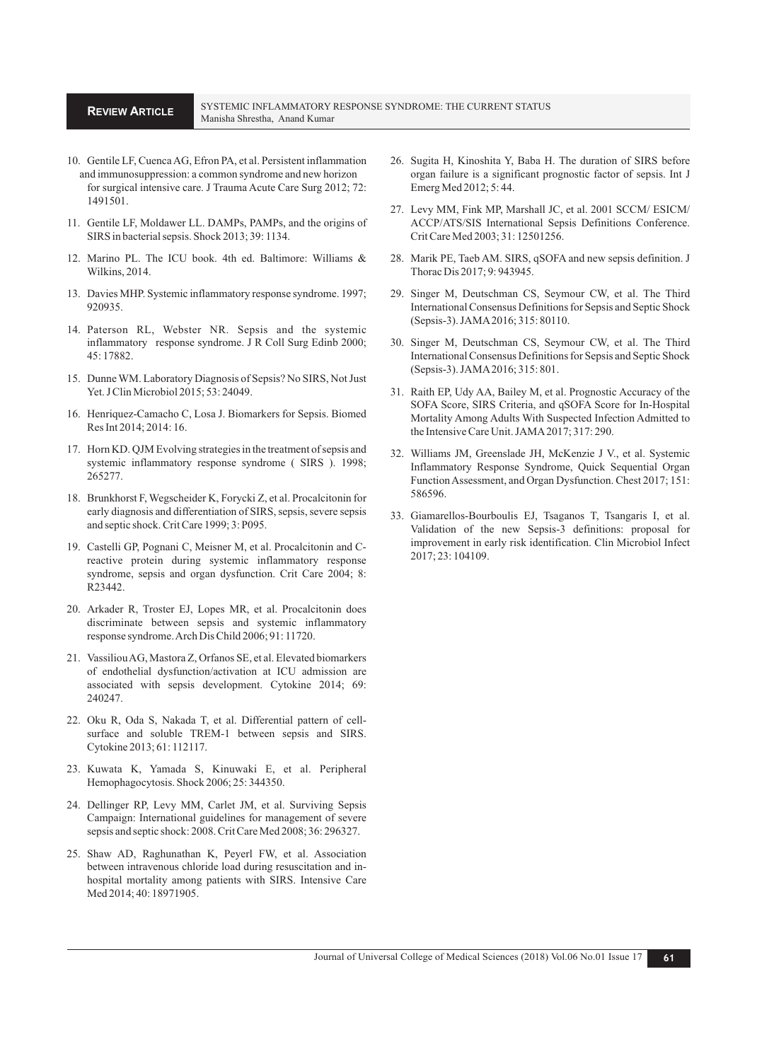10. Gentile LF, Cuenca AG, Efron PA, et al. Persistent inflammation and immunosuppression: a common syndrome and new horizon for surgical intensive care. J Trauma Acute Care Surg 2012; 72: 1491501.

11. Gentile LF, Moldawer LL. DAMPs, PAMPs, and the origins of SIRS in bacterial sepsis. Shock 2013; 39: 1134.

12. Marino PL. The ICU book. 4th ed. Baltimore: Williams & Wilkins, 2014.

13. Davies MHP. Systemic inflammatory response syndrome. 1997; 920935.

14. Paterson RL, Webster NR. Sepsis and the systemic inflammatory response syndrome. J R Coll Surg Edinb 2000; 45: 17882.

15. Dunne WM. Laboratory Diagnosis of Sepsis? No SIRS, Not Just Yet. J Clin Microbiol 2015; 53: 24049.

16. Henriquez-Camacho C, Losa J. Biomarkers for Sepsis. Biomed Res Int 2014; 2014: 16.

17. Horn KD. QJM Evolving strategies in the treatment of sepsis and systemic inflammatory response syndrome ( SIRS ). 1998; 265277.

18. Brunkhorst F, Wegscheider K, Forycki Z, et al. Procalcitonin for early diagnosis and differentiation of SIRS, sepsis, severe sepsis and septic shock. Crit Care 1999; 3: P095.

19. Castelli GP, Pognani C, Meisner M, et al. Procalcitonin and C-reactive protein during systemic inflammatory response syndrome, sepsis and organ dysfunction. Crit Care 2004; 8: R23442.

20. Arkader R, Troster EJ, Lopes MR, et al. Procalcitonin does discriminate between sepsis and systemic inflammatory response syndrome. Arch Dis Child 2006; 91: 11720.

21. Vassiliou AG, Mastora Z, Orfanos SE, et al. Elevated biomarkers of endothelial dysfunction/activation at ICU admission are associated with sepsis development. Cytokine 2014; 69: 240247.

22. Oku R, Oda S, Nakada T, et al. Differential pattern of cell-surface and soluble TREM-1 between sepsis and SIRS. Cytokine 2013; 61: 112117.

23. Kuwata K, Yamada S, Kinuwaki E, et al. Peripheral Hemophagocytosis. Shock 2006; 25: 344350.

24. Dellinger RP, Levy MM, Carlet JM, et al. Surviving Sepsis Campaign: International guidelines for management of severe sepsis and septic shock: 2008. Crit Care Med 2008; 36: 296327.

25. Shaw AD, Raghunathan K, Peyerl FW, et al. Association between intravenous chloride load during resuscitation and in-hospital mortality among patients with SIRS. Intensive Care Med 2014; 40: 18971905.

26. Sugita H, Kinoshita Y, Baba H. The duration of SIRS before organ failure is a significant prognostic factor of sepsis. Int J Emerg Med 2012; 5: 44.

27. Levy MM, Fink MP, Marshall JC, et al. 2001 SCCM/ ESICM/ ACCP/ATS/SIS International Sepsis Definitions Conference. Crit Care Med 2003; 31: 12501256.

28. Marik PE, Taeb AM. SIRS, qSOFA and new sepsis definition. J Thorac Dis 2017; 9: 943945.

29. Singer M, Deutschman CS, Seymour CW, et al. The Third International Consensus Definitions for Sepsis and Septic Shock (Sepsis-3). JAMA 2016; 315: 80110.

30. Singer M, Deutschman CS, Seymour CW, et al. The Third International Consensus Definitions for Sepsis and Septic Shock (Sepsis-3). JAMA 2016; 315: 801.

31. Raith EP, Udy AA, Bailey M, et al. Prognostic Accuracy of the SOFA Score, SIRS Criteria, and qSOFA Score for In-Hospital Mortality Among Adults With Suspected Infection Admitted to the Intensive Care Unit. JAMA 2017; 317: 290.

32. Williams JM, Greenslade JH, McKenzie J V., et al. Systemic Inflammatory Response Syndrome, Quick Sequential Organ Function Assessment, and Organ Dysfunction. Chest 2017; 151: 586596.

33. Giamarellos-Bourboulis EJ, Tsaganos T, Tsangaris I, et al. Validation of the new Sepsis-3 definitions: proposal for improvement in early risk identification. Clin Microbiol Infect 2017; 23: 104109.